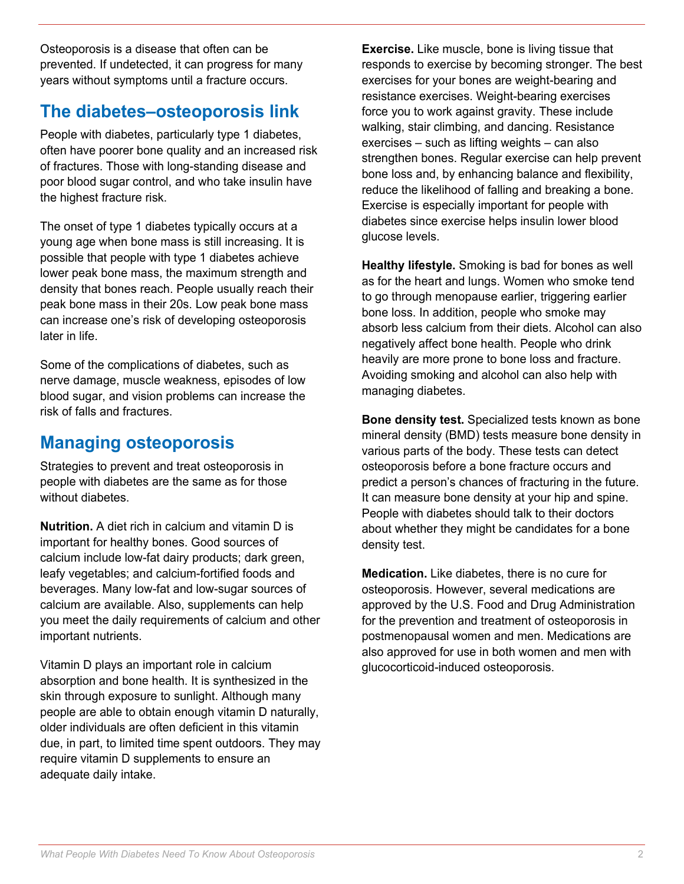Osteoporosis is a disease that often can be prevented. If undetected, it can progress for many years without symptoms until a fracture occurs.

## The diabetes–osteoporosis link

People with diabetes, particularly type 1 diabetes, often have poorer bone quality and an increased risk of fractures. Those with long-standing disease and poor blood sugar control, and who take insulin have the highest fracture risk.

The onset of type 1 diabetes typically occurs at a young age when bone mass is still increasing. It is possible that people with type 1 diabetes achieve lower peak bone mass, the maximum strength and density that bones reach. People usually reach their peak bone mass in their 20s. Low peak bone mass can increase one's risk of developing osteoporosis later in life.

Some of the complications of diabetes, such as nerve damage, muscle weakness, episodes of low blood sugar, and vision problems can increase the risk of falls and fractures.

## Managing osteoporosis

Strategies to prevent and treat osteoporosis in people with diabetes are the same as for those without diabetes.

**Nutrition.** A diet rich in calcium and vitamin D is important for healthy bones. Good sources of calcium include low-fat dairy products; dark green, leafy vegetables; and calcium-fortified foods and beverages. Many low-fat and low-sugar sources of calcium are available. Also, supplements can help you meet the daily requirements of calcium and other important nutrients.

Vitamin D plays an important role in calcium absorption and bone health. It is synthesized in the skin through exposure to sunlight. Although many people are able to obtain enough vitamin D naturally, older individuals are often deficient in this vitamin due, in part, to limited time spent outdoors. They may require vitamin D supplements to ensure an adequate daily intake.

**Exercise.** Like muscle, bone is living tissue that responds to exercise by becoming stronger. The best exercises for your bones are weight-bearing and resistance exercises. Weight-bearing exercises force you to work against gravity. These include walking, stair climbing, and dancing. Resistance exercises – such as lifting weights – can also strengthen bones. Regular exercise can help prevent bone loss and, by enhancing balance and flexibility, reduce the likelihood of falling and breaking a bone. Exercise is especially important for people with diabetes since exercise helps insulin lower blood glucose levels.

**Healthy lifestyle.** Smoking is bad for bones as well as for the heart and lungs. Women who smoke tend to go through menopause earlier, triggering earlier bone loss. In addition, people who smoke may absorb less calcium from their diets. Alcohol can also negatively affect bone health. People who drink heavily are more prone to bone loss and fracture. Avoiding smoking and alcohol can also help with managing diabetes.

**Bone density test.** Specialized tests known as bone mineral density (BMD) tests measure bone density in various parts of the body. These tests can detect osteoporosis before a bone fracture occurs and predict a person's chances of fracturing in the future. It can measure bone density at your hip and spine. People with diabetes should talk to their doctors about whether they might be candidates for a bone density test.

**Medication.** Like diabetes, there is no cure for osteoporosis. However, several medications are approved by the U.S. Food and Drug Administration for the prevention and treatment of osteoporosis in postmenopausal women and men. Medications are also approved for use in both women and men with glucocorticoid-induced osteoporosis.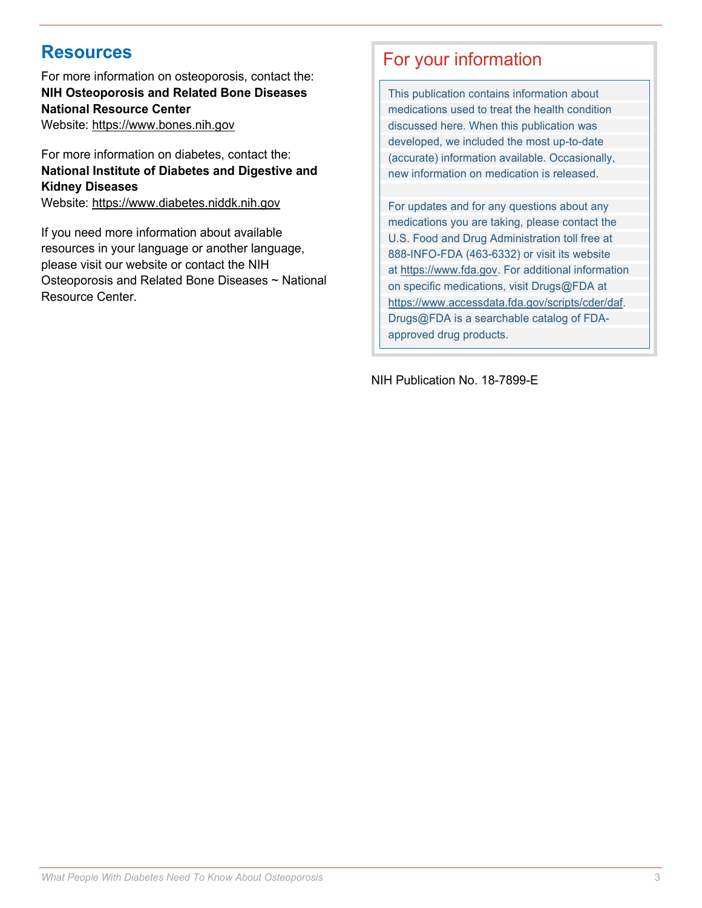## Resources

For more information on osteoporosis, contact the:
**NIH Osteoporosis and Related Bone Diseases National Resource Center**
Website: https://www.bones.nih.gov

For more information on diabetes, contact the:
**National Institute of Diabetes and Digestive and Kidney Diseases**
Website: https://www.diabetes.niddk.nih.gov

If you need more information about available resources in your language or another language, please visit our website or contact the NIH Osteoporosis and Related Bone Diseases ~ National Resource Center.

## For your information

This publication contains information about medications used to treat the health condition discussed here. When this publication was developed, we included the most up-to-date (accurate) information available. Occasionally, new information on medication is released.

For updates and for any questions about any medications you are taking, please contact the U.S. Food and Drug Administration toll free at 888-INFO-FDA (463-6332) or visit its website at https://www.fda.gov. For additional information on specific medications, visit Drugs@FDA at https://www.accessdata.fda.gov/scripts/cder/daf. Drugs@FDA is a searchable catalog of FDA-approved drug products.

NIH Publication No. 18-7899-E